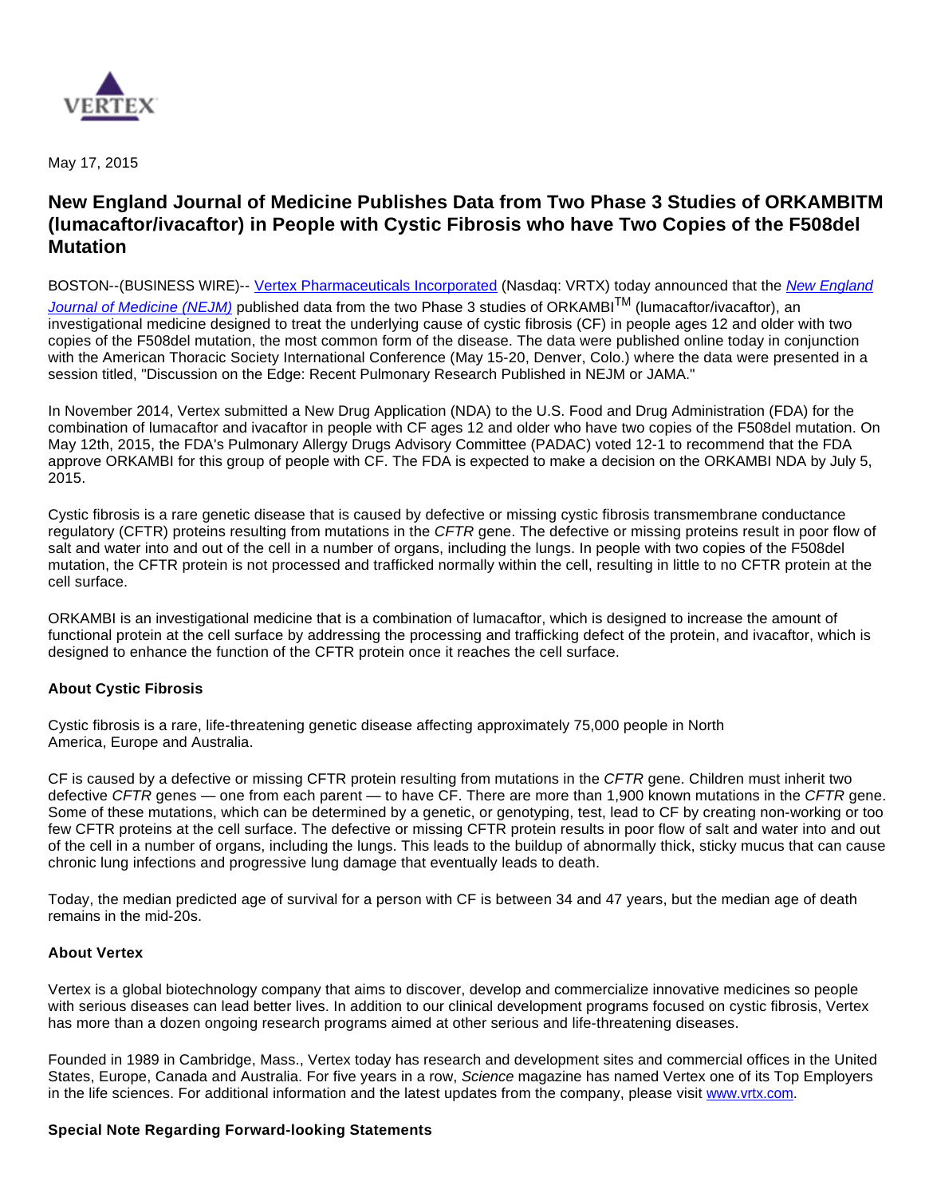May 17, 2015

# New England Journal of Medicine Publishes Data from Two Phase 3 Studies of ORKAMBITM (lumacaftor/ivacaftor) in People with Cystic Fibrosis who have Two Copies of the F508del Mutation

BOSTON--(BUSINESS WIRE)-- Vertex Pharmaceuticals Incorporated (Nasdaq: VRTX) today announced that the *New England Journal of Medicine (NEJM)* published data from the two Phase 3 studies of ORKAMBI™ (lumacaftor/ivacaftor), an investigational medicine designed to treat the underlying cause of cystic fibrosis (CF) in people ages 12 and older with two copies of the F508del mutation, the most common form of the disease. The data were published online today in conjunction with the American Thoracic Society International Conference (May 15-20, Denver, Colo.) where the data were presented in a session titled, "Discussion on the Edge: Recent Pulmonary Research Published in NEJM or JAMA."

In November 2014, Vertex submitted a New Drug Application (NDA) to the U.S. Food and Drug Administration (FDA) for the combination of lumacaftor and ivacaftor in people with CF ages 12 and older who have two copies of the F508del mutation. On May 12th, 2015, the FDA's Pulmonary Allergy Drugs Advisory Committee (PADAC) voted 12-1 to recommend that the FDA approve ORKAMBI for this group of people with CF. The FDA is expected to make a decision on the ORKAMBI NDA by July 5, 2015.

Cystic fibrosis is a rare genetic disease that is caused by defective or missing cystic fibrosis transmembrane conductance regulatory (CFTR) proteins resulting from mutations in the *CFTR* gene. The defective or missing proteins result in poor flow of salt and water into and out of the cell in a number of organs, including the lungs. In people with two copies of the F508del mutation, the CFTR protein is not processed and trafficked normally within the cell, resulting in little to no CFTR protein at the cell surface.

ORKAMBI is an investigational medicine that is a combination of lumacaftor, which is designed to increase the amount of functional protein at the cell surface by addressing the processing and trafficking defect of the protein, and ivacaftor, which is designed to enhance the function of the CFTR protein once it reaches the cell surface.

**About Cystic Fibrosis**

Cystic fibrosis is a rare, life-threatening genetic disease affecting approximately 75,000 people in North America, Europe and Australia.

CF is caused by a defective or missing CFTR protein resulting from mutations in the *CFTR* gene. Children must inherit two defective *CFTR* genes — one from each parent — to have CF. There are more than 1,900 known mutations in the *CFTR* gene. Some of these mutations, which can be determined by a genetic, or genotyping, test, lead to CF by creating non-working or too few CFTR proteins at the cell surface. The defective or missing CFTR protein results in poor flow of salt and water into and out of the cell in a number of organs, including the lungs. This leads to the buildup of abnormally thick, sticky mucus that can cause chronic lung infections and progressive lung damage that eventually leads to death.

Today, the median predicted age of survival for a person with CF is between 34 and 47 years, but the median age of death remains in the mid-20s.

**About Vertex**

Vertex is a global biotechnology company that aims to discover, develop and commercialize innovative medicines so people with serious diseases can lead better lives. In addition to our clinical development programs focused on cystic fibrosis, Vertex has more than a dozen ongoing research programs aimed at other serious and life-threatening diseases.

Founded in 1989 in Cambridge, Mass., Vertex today has research and development sites and commercial offices in the United States, Europe, Canada and Australia. For five years in a row, *Science* magazine has named Vertex one of its Top Employers in the life sciences. For additional information and the latest updates from the company, please visit www.vrtx.com.

**Special Note Regarding Forward-looking Statements**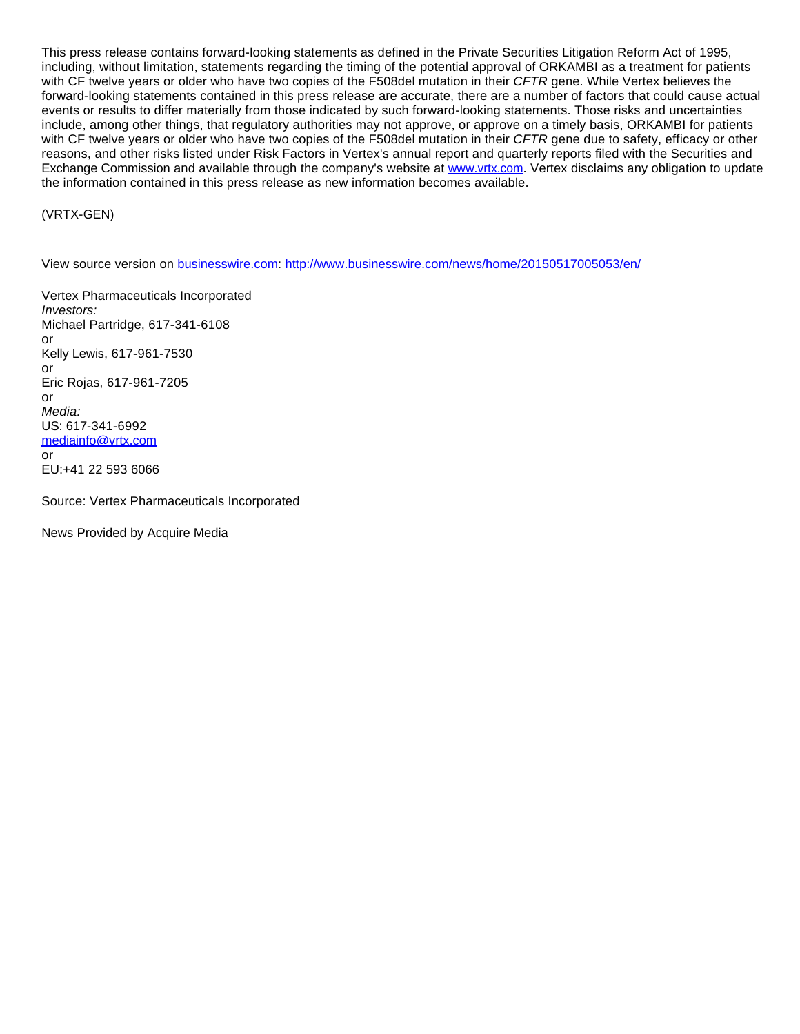This press release contains forward-looking statements as defined in the Private Securities Litigation Reform Act of 1995, including, without limitation, statements regarding the timing of the potential approval of ORKAMBI as a treatment for patients with CF twelve years or older who have two copies of the F508del mutation in their *CFTR* gene. While Vertex believes the forward-looking statements contained in this press release are accurate, there are a number of factors that could cause actual events or results to differ materially from those indicated by such forward-looking statements. Those risks and uncertainties include, among other things, that regulatory authorities may not approve, or approve on a timely basis, ORKAMBI for patients with CF twelve years or older who have two copies of the F508del mutation in their *CFTR* gene due to safety, efficacy or other reasons, and other risks listed under Risk Factors in Vertex's annual report and quarterly reports filed with the Securities and Exchange Commission and available through the company's website at [www.vrtx.com](http://www.vrtx.com). Vertex disclaims any obligation to update the information contained in this press release as new information becomes available.

(VRTX-GEN)

View source version on [businesswire.com](http://businesswire.com): [http://www.businesswire.com/news/home/20150517005053/en/](http://www.businesswire.com/news/home/20150517005053/en/)

Vertex Pharmaceuticals Incorporated
*Investors:*
Michael Partridge, 617-341-6108
or
Kelly Lewis, 617-961-7530
or
Eric Rojas, 617-961-7205
or
*Media:*
US: 617-341-6992
[mediainfo@vrtx.com](mailto:mediainfo@vrtx.com)
or
EU:+41 22 593 6066

Source: Vertex Pharmaceuticals Incorporated

News Provided by Acquire Media